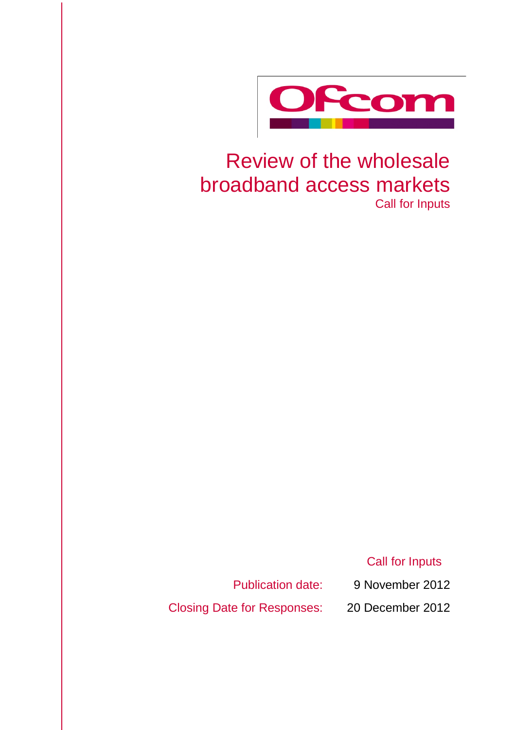Ofcom

# Review of the wholesale broadband access markets

Call for Inputs

Call for Inputs

| | |
|---|---|
| Publication date: | 9 November 2012 |
| Closing Date for Responses: | 20 December 2012 |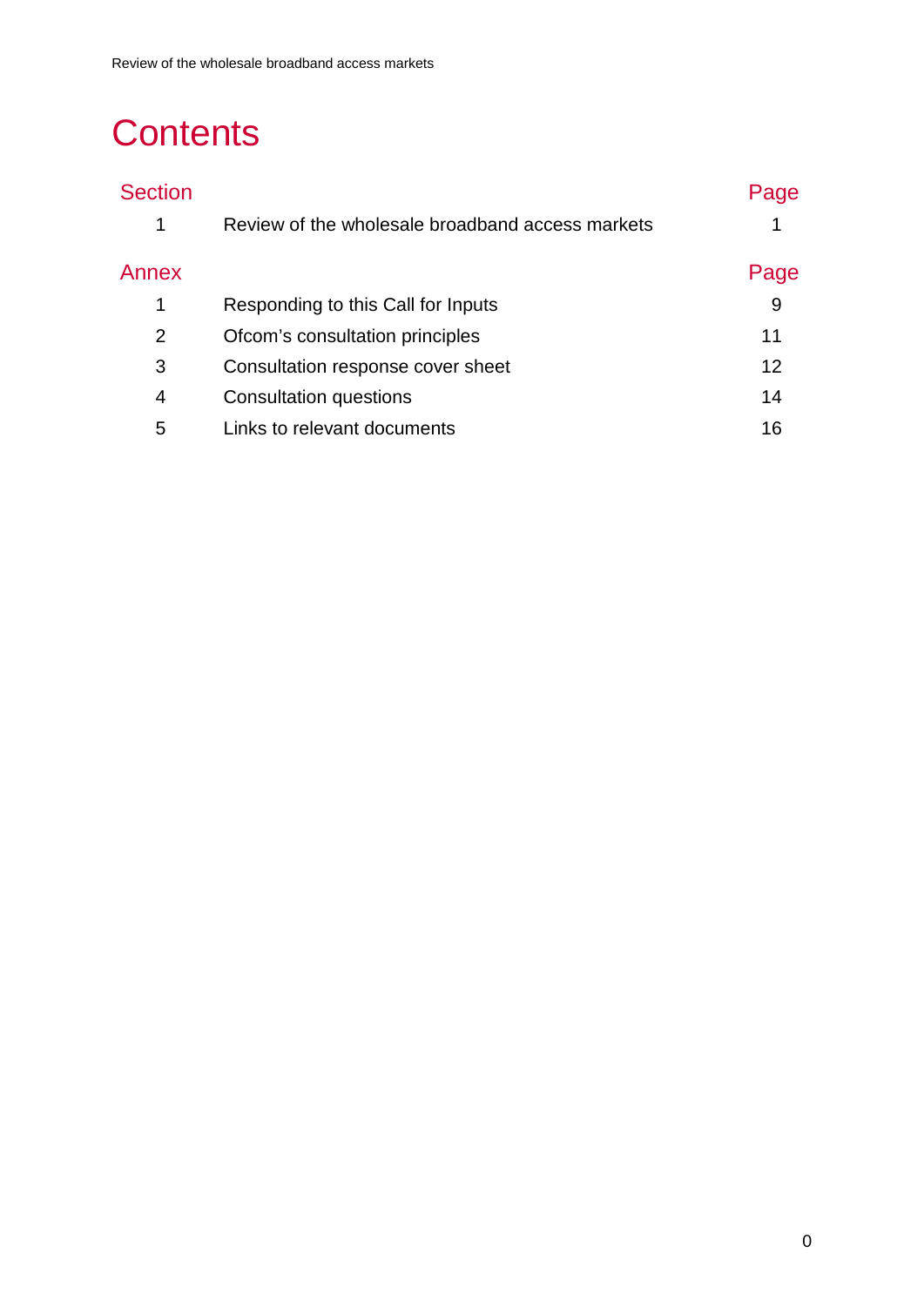# Contents

| Section | | Page |
|---|---|---|
| 1 | Review of the wholesale broadband access markets | 1 |

| Annex | | Page |
|---|---|---|
| 1 | Responding to this Call for Inputs | 9 |
| 2 | Ofcom's consultation principles | 11 |
| 3 | Consultation response cover sheet | 12 |
| 4 | Consultation questions | 14 |
| 5 | Links to relevant documents | 16 |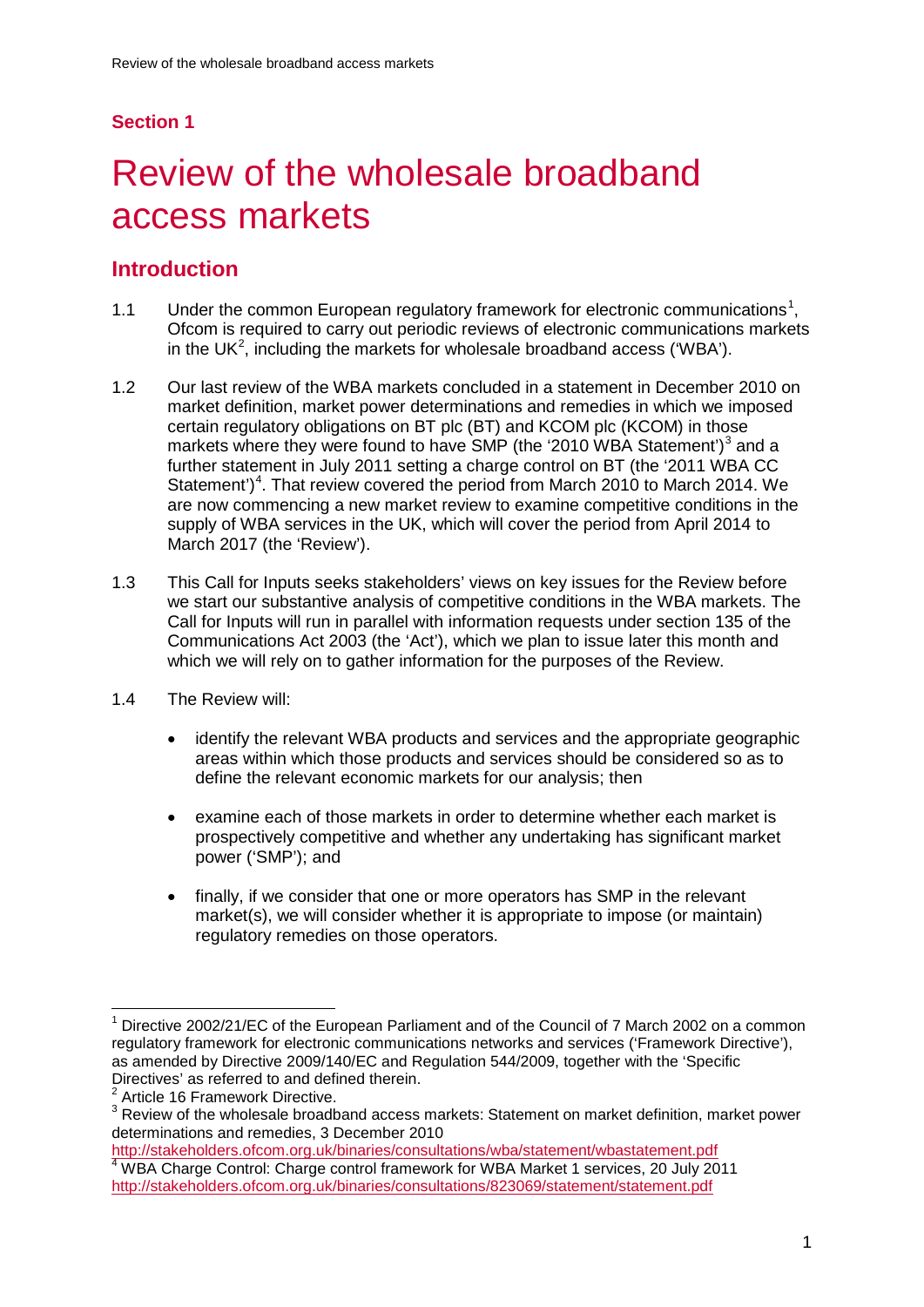## Section 1

# Review of the wholesale broadband access markets

## Introduction

1.1 Under the common European regulatory framework for electronic communications[1], Ofcom is required to carry out periodic reviews of electronic communications markets in the UK[2], including the markets for wholesale broadband access ('WBA').

1.2 Our last review of the WBA markets concluded in a statement in December 2010 on market definition, market power determinations and remedies in which we imposed certain regulatory obligations on BT plc (BT) and KCOM plc (KCOM) in those markets where they were found to have SMP (the '2010 WBA Statement')[3] and a further statement in July 2011 setting a charge control on BT (the '2011 WBA CC Statement')[4]. That review covered the period from March 2010 to March 2014. We are now commencing a new market review to examine competitive conditions in the supply of WBA services in the UK, which will cover the period from April 2014 to March 2017 (the 'Review').

1.3 This Call for Inputs seeks stakeholders' views on key issues for the Review before we start our substantive analysis of competitive conditions in the WBA markets. The Call for Inputs will run in parallel with information requests under section 135 of the Communications Act 2003 (the 'Act'), which we plan to issue later this month and which we will rely on to gather information for the purposes of the Review.

1.4 The Review will:

- identify the relevant WBA products and services and the appropriate geographic areas within which those products and services should be considered so as to define the relevant economic markets for our analysis; then
- examine each of those markets in order to determine whether each market is prospectively competitive and whether any undertaking has significant market power ('SMP'); and
- finally, if we consider that one or more operators has SMP in the relevant market(s), we will consider whether it is appropriate to impose (or maintain) regulatory remedies on those operators.

---

[1] Directive 2002/21/EC of the European Parliament and of the Council of 7 March 2002 on a common regulatory framework for electronic communications networks and services ('Framework Directive'), as amended by Directive 2009/140/EC and Regulation 544/2009, together with the 'Specific Directives' as referred to and defined therein.

[2] Article 16 Framework Directive.

[3] Review of the wholesale broadband access markets: Statement on market definition, market power determinations and remedies, 3 December 2010 http://stakeholders.ofcom.org.uk/binaries/consultations/wba/statement/wbastatement.pdf

[4] WBA Charge Control: Charge control framework for WBA Market 1 services, 20 July 2011 http://stakeholders.ofcom.org.uk/binaries/consultations/823069/statement/statement.pdf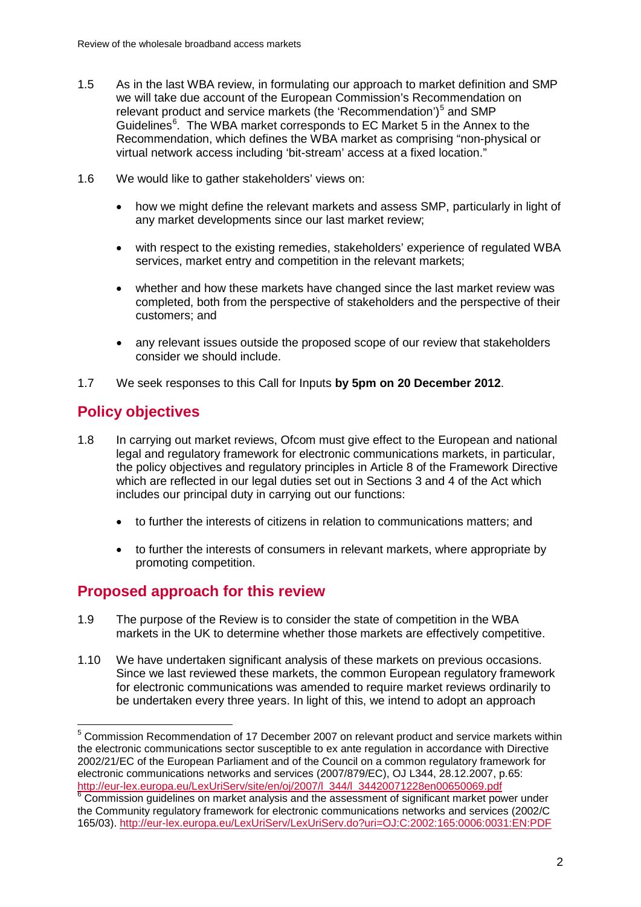1.5 As in the last WBA review, in formulating our approach to market definition and SMP we will take due account of the European Commission's Recommendation on relevant product and service markets (the 'Recommendation')[5] and SMP Guidelines[6]. The WBA market corresponds to EC Market 5 in the Annex to the Recommendation, which defines the WBA market as comprising "non-physical or virtual network access including 'bit-stream' access at a fixed location."

1.6 We would like to gather stakeholders' views on:

- how we might define the relevant markets and assess SMP, particularly in light of any market developments since our last market review;
- with respect to the existing remedies, stakeholders' experience of regulated WBA services, market entry and competition in the relevant markets;
- whether and how these markets have changed since the last market review was completed, both from the perspective of stakeholders and the perspective of their customers; and
- any relevant issues outside the proposed scope of our review that stakeholders consider we should include.

1.7 We seek responses to this Call for Inputs **by 5pm on 20 December 2012**.

## Policy objectives

1.8 In carrying out market reviews, Ofcom must give effect to the European and national legal and regulatory framework for electronic communications markets, in particular, the policy objectives and regulatory principles in Article 8 of the Framework Directive which are reflected in our legal duties set out in Sections 3 and 4 of the Act which includes our principal duty in carrying out our functions:

- to further the interests of citizens in relation to communications matters; and
- to further the interests of consumers in relevant markets, where appropriate by promoting competition.

## Proposed approach for this review

1.9 The purpose of the Review is to consider the state of competition in the WBA markets in the UK to determine whether those markets are effectively competitive.

1.10 We have undertaken significant analysis of these markets on previous occasions. Since we last reviewed these markets, the common European regulatory framework for electronic communications was amended to require market reviews ordinarily to be undertaken every three years. In light of this, we intend to adopt an approach

---

[5] Commission Recommendation of 17 December 2007 on relevant product and service markets within the electronic communications sector susceptible to ex ante regulation in accordance with Directive 2002/21/EC of the European Parliament and of the Council on a common regulatory framework for electronic communications networks and services (2007/879/EC), OJ L344, 28.12.2007, p.65: http://eur-lex.europa.eu/LexUriServ/site/en/oj/2007/l_344/l_34420071228en00650069.pdf

[6] Commission guidelines on market analysis and the assessment of significant market power under the Community regulatory framework for electronic communications networks and services (2002/C 165/03). http://eur-lex.europa.eu/LexUriServ/LexUriServ.do?uri=OJ:C:2002:165:0006:0031:EN:PDF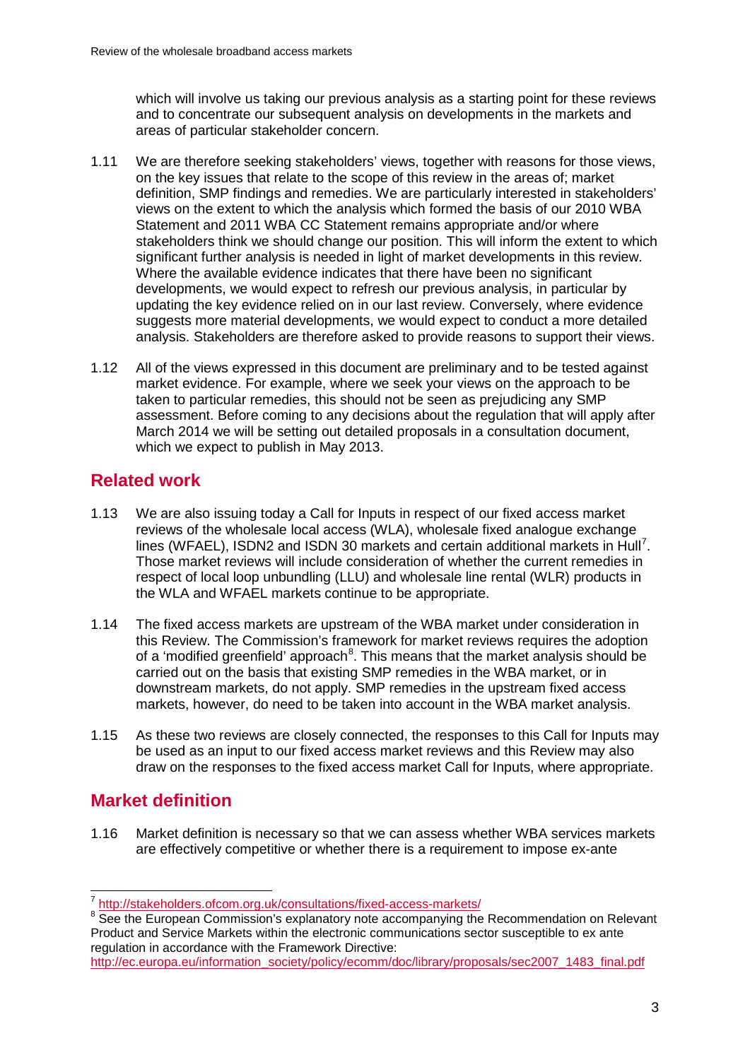which will involve us taking our previous analysis as a starting point for these reviews and to concentrate our subsequent analysis on developments in the markets and areas of particular stakeholder concern.

1.11 We are therefore seeking stakeholders' views, together with reasons for those views, on the key issues that relate to the scope of this review in the areas of; market definition, SMP findings and remedies. We are particularly interested in stakeholders' views on the extent to which the analysis which formed the basis of our 2010 WBA Statement and 2011 WBA CC Statement remains appropriate and/or where stakeholders think we should change our position. This will inform the extent to which significant further analysis is needed in light of market developments in this review. Where the available evidence indicates that there have been no significant developments, we would expect to refresh our previous analysis, in particular by updating the key evidence relied on in our last review. Conversely, where evidence suggests more material developments, we would expect to conduct a more detailed analysis. Stakeholders are therefore asked to provide reasons to support their views.

1.12 All of the views expressed in this document are preliminary and to be tested against market evidence. For example, where we seek your views on the approach to be taken to particular remedies, this should not be seen as prejudicing any SMP assessment. Before coming to any decisions about the regulation that will apply after March 2014 we will be setting out detailed proposals in a consultation document, which we expect to publish in May 2013.

## Related work

1.13 We are also issuing today a Call for Inputs in respect of our fixed access market reviews of the wholesale local access (WLA), wholesale fixed analogue exchange lines (WFAEL), ISDN2 and ISDN 30 markets and certain additional markets in Hull[7]. Those market reviews will include consideration of whether the current remedies in respect of local loop unbundling (LLU) and wholesale line rental (WLR) products in the WLA and WFAEL markets continue to be appropriate.

1.14 The fixed access markets are upstream of the WBA market under consideration in this Review. The Commission's framework for market reviews requires the adoption of a 'modified greenfield' approach[8]. This means that the market analysis should be carried out on the basis that existing SMP remedies in the WBA market, or in downstream markets, do not apply. SMP remedies in the upstream fixed access markets, however, do need to be taken into account in the WBA market analysis.

1.15 As these two reviews are closely connected, the responses to this Call for Inputs may be used as an input to our fixed access market reviews and this Review may also draw on the responses to the fixed access market Call for Inputs, where appropriate.

## Market definition

1.16 Market definition is necessary so that we can assess whether WBA services markets are effectively competitive or whether there is a requirement to impose ex-ante

---

[7] http://stakeholders.ofcom.org.uk/consultations/fixed-access-markets/

[8] See the European Commission's explanatory note accompanying the Recommendation on Relevant Product and Service Markets within the electronic communications sector susceptible to ex ante regulation in accordance with the Framework Directive: http://ec.europa.eu/information_society/policy/ecomm/doc/library/proposals/sec2007_1483_final.pdf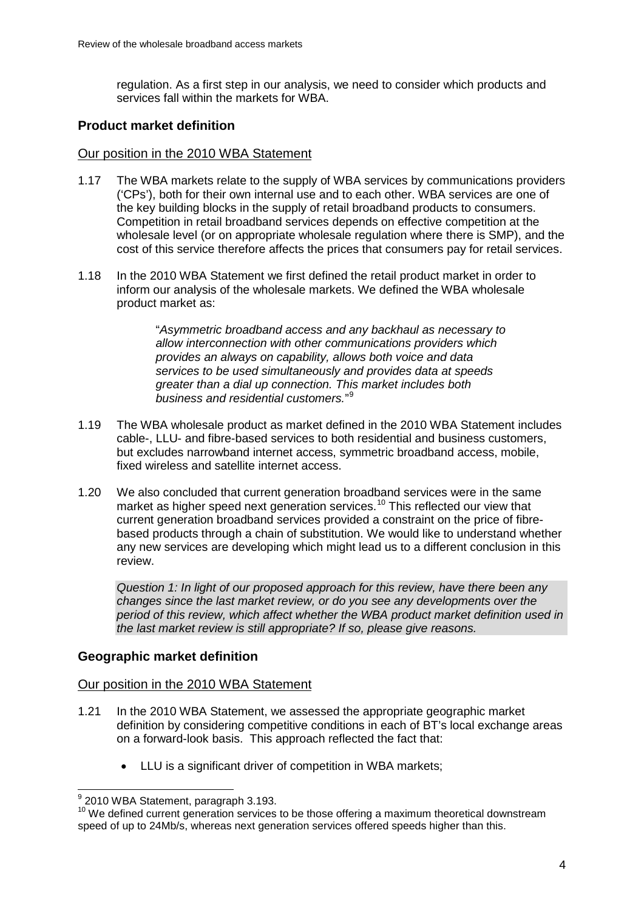regulation. As a first step in our analysis, we need to consider which products and services fall within the markets for WBA.

### Product market definition

Our position in the 2010 WBA Statement

1.17 The WBA markets relate to the supply of WBA services by communications providers ('CPs'), both for their own internal use and to each other. WBA services are one of the key building blocks in the supply of retail broadband products to consumers. Competition in retail broadband services depends on effective competition at the wholesale level (or on appropriate wholesale regulation where there is SMP), and the cost of this service therefore affects the prices that consumers pay for retail services.

1.18 In the 2010 WBA Statement we first defined the retail product market in order to inform our analysis of the wholesale markets. We defined the WBA wholesale product market as:

> "*Asymmetric broadband access and any backhaul as necessary to allow interconnection with other communications providers which provides an always on capability, allows both voice and data services to be used simultaneously and provides data at speeds greater than a dial up connection. This market includes both business and residential customers.*"[9]

1.19 The WBA wholesale product as market defined in the 2010 WBA Statement includes cable-, LLU- and fibre-based services to both residential and business customers, but excludes narrowband internet access, symmetric broadband access, mobile, fixed wireless and satellite internet access.

1.20 We also concluded that current generation broadband services were in the same market as higher speed next generation services.[10] This reflected our view that current generation broadband services provided a constraint on the price of fibre-based products through a chain of substitution. We would like to understand whether any new services are developing which might lead us to a different conclusion in this review.

> *Question 1: In light of our proposed approach for this review, have there been any changes since the last market review, or do you see any developments over the period of this review, which affect whether the WBA product market definition used in the last market review is still appropriate? If so, please give reasons.*

### Geographic market definition

Our position in the 2010 WBA Statement

1.21 In the 2010 WBA Statement, we assessed the appropriate geographic market definition by considering competitive conditions in each of BT's local exchange areas on a forward-look basis. This approach reflected the fact that:

- LLU is a significant driver of competition in WBA markets;

---

[9] 2010 WBA Statement, paragraph 3.193.

[10] We defined current generation services to be those offering a maximum theoretical downstream speed of up to 24Mb/s, whereas next generation services offered speeds higher than this.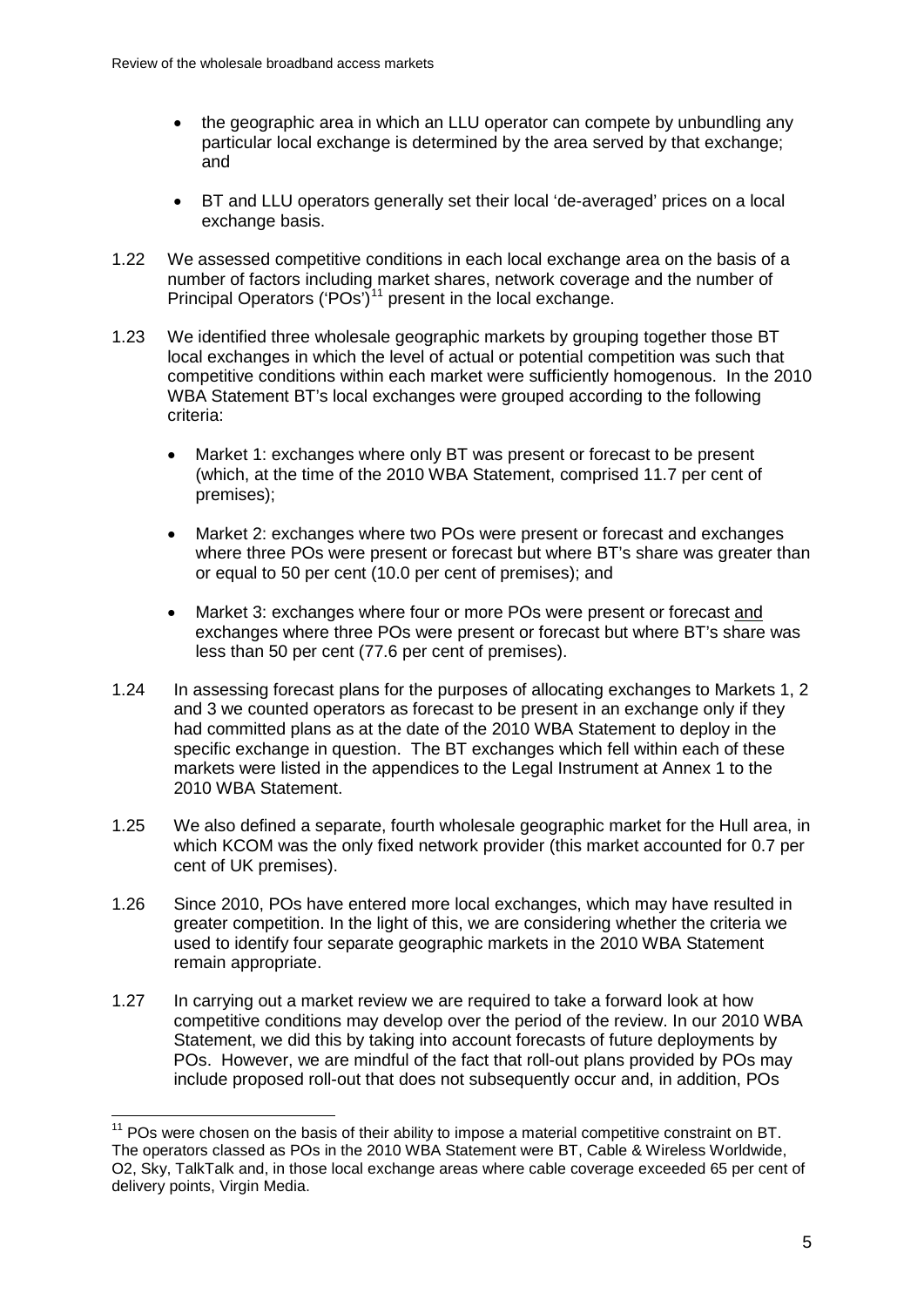- the geographic area in which an LLU operator can compete by unbundling any particular local exchange is determined by the area served by that exchange; and

- BT and LLU operators generally set their local 'de-averaged' prices on a local exchange basis.

1.22 We assessed competitive conditions in each local exchange area on the basis of a number of factors including market shares, network coverage and the number of Principal Operators ('POs')[11] present in the local exchange.

1.23 We identified three wholesale geographic markets by grouping together those BT local exchanges in which the level of actual or potential competition was such that competitive conditions within each market were sufficiently homogenous. In the 2010 WBA Statement BT's local exchanges were grouped according to the following criteria:

- Market 1: exchanges where only BT was present or forecast to be present (which, at the time of the 2010 WBA Statement, comprised 11.7 per cent of premises);

- Market 2: exchanges where two POs were present or forecast and exchanges where three POs were present or forecast but where BT's share was greater than or equal to 50 per cent (10.0 per cent of premises); and

- Market 3: exchanges where four or more POs were present or forecast <u>and</u> exchanges where three POs were present or forecast but where BT's share was less than 50 per cent (77.6 per cent of premises).

1.24 In assessing forecast plans for the purposes of allocating exchanges to Markets 1, 2 and 3 we counted operators as forecast to be present in an exchange only if they had committed plans as at the date of the 2010 WBA Statement to deploy in the specific exchange in question. The BT exchanges which fell within each of these markets were listed in the appendices to the Legal Instrument at Annex 1 to the 2010 WBA Statement.

1.25 We also defined a separate, fourth wholesale geographic market for the Hull area, in which KCOM was the only fixed network provider (this market accounted for 0.7 per cent of UK premises).

1.26 Since 2010, POs have entered more local exchanges, which may have resulted in greater competition. In the light of this, we are considering whether the criteria we used to identify four separate geographic markets in the 2010 WBA Statement remain appropriate.

1.27 In carrying out a market review we are required to take a forward look at how competitive conditions may develop over the period of the review. In our 2010 WBA Statement, we did this by taking into account forecasts of future deployments by POs. However, we are mindful of the fact that roll-out plans provided by POs may include proposed roll-out that does not subsequently occur and, in addition, POs

[11] POs were chosen on the basis of their ability to impose a material competitive constraint on BT. The operators classed as POs in the 2010 WBA Statement were BT, Cable & Wireless Worldwide, O2, Sky, TalkTalk and, in those local exchange areas where cable coverage exceeded 65 per cent of delivery points, Virgin Media.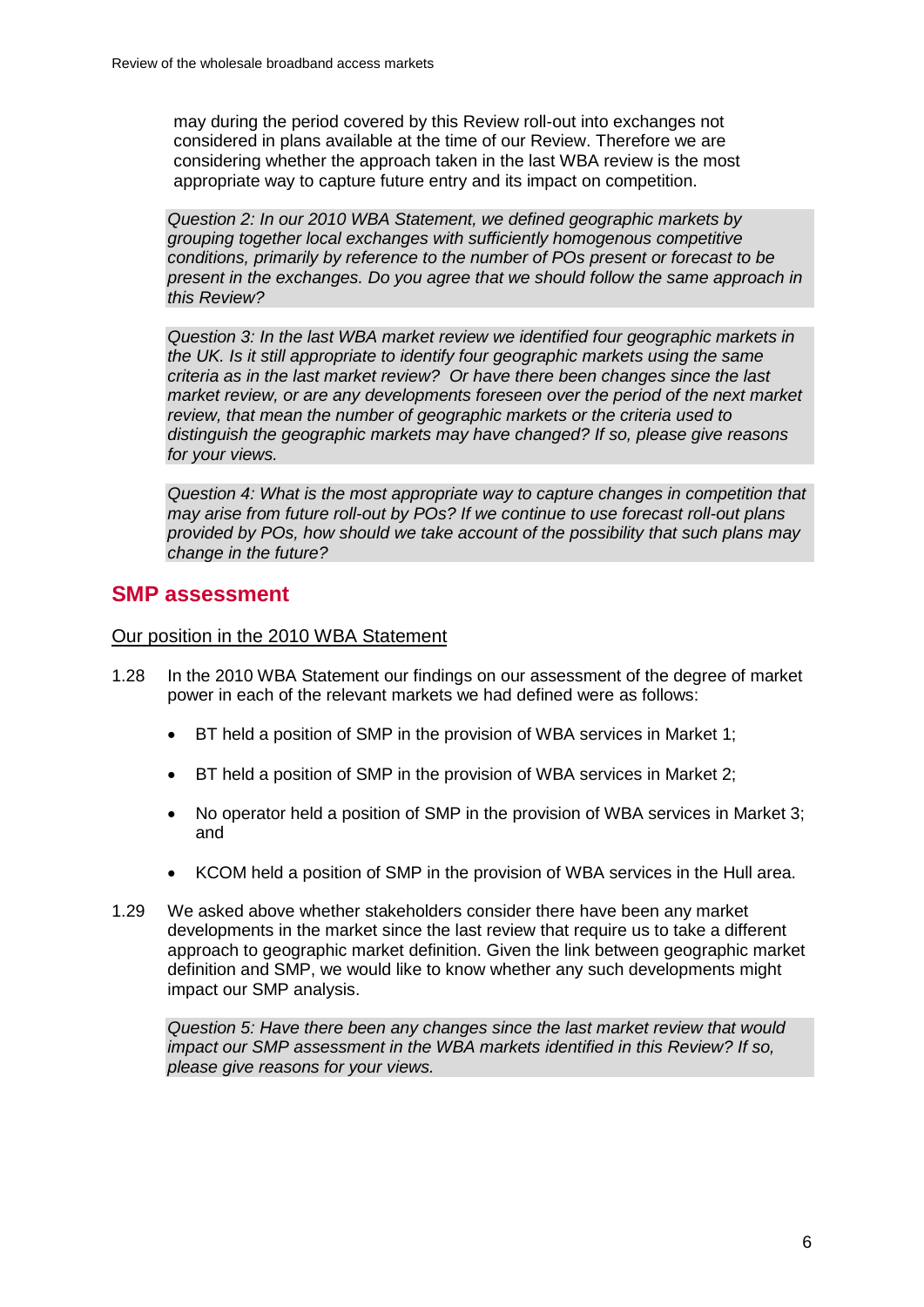may during the period covered by this Review roll-out into exchanges not considered in plans available at the time of our Review. Therefore we are considering whether the approach taken in the last WBA review is the most appropriate way to capture future entry and its impact on competition.

*Question 2: In our 2010 WBA Statement, we defined geographic markets by grouping together local exchanges with sufficiently homogenous competitive conditions, primarily by reference to the number of POs present or forecast to be present in the exchanges. Do you agree that we should follow the same approach in this Review?*

*Question 3: In the last WBA market review we identified four geographic markets in the UK. Is it still appropriate to identify four geographic markets using the same criteria as in the last market review? Or have there been changes since the last market review, or are any developments foreseen over the period of the next market review, that mean the number of geographic markets or the criteria used to distinguish the geographic markets may have changed? If so, please give reasons for your views.*

*Question 4: What is the most appropriate way to capture changes in competition that may arise from future roll-out by POs? If we continue to use forecast roll-out plans provided by POs, how should we take account of the possibility that such plans may change in the future?*

## SMP assessment

### Our position in the 2010 WBA Statement

1.28 In the 2010 WBA Statement our findings on our assessment of the degree of market power in each of the relevant markets we had defined were as follows:

- BT held a position of SMP in the provision of WBA services in Market 1;
- BT held a position of SMP in the provision of WBA services in Market 2;
- No operator held a position of SMP in the provision of WBA services in Market 3; and
- KCOM held a position of SMP in the provision of WBA services in the Hull area.

1.29 We asked above whether stakeholders consider there have been any market developments in the market since the last review that require us to take a different approach to geographic market definition. Given the link between geographic market definition and SMP, we would like to know whether any such developments might impact our SMP analysis.

*Question 5: Have there been any changes since the last market review that would impact our SMP assessment in the WBA markets identified in this Review? If so, please give reasons for your views.*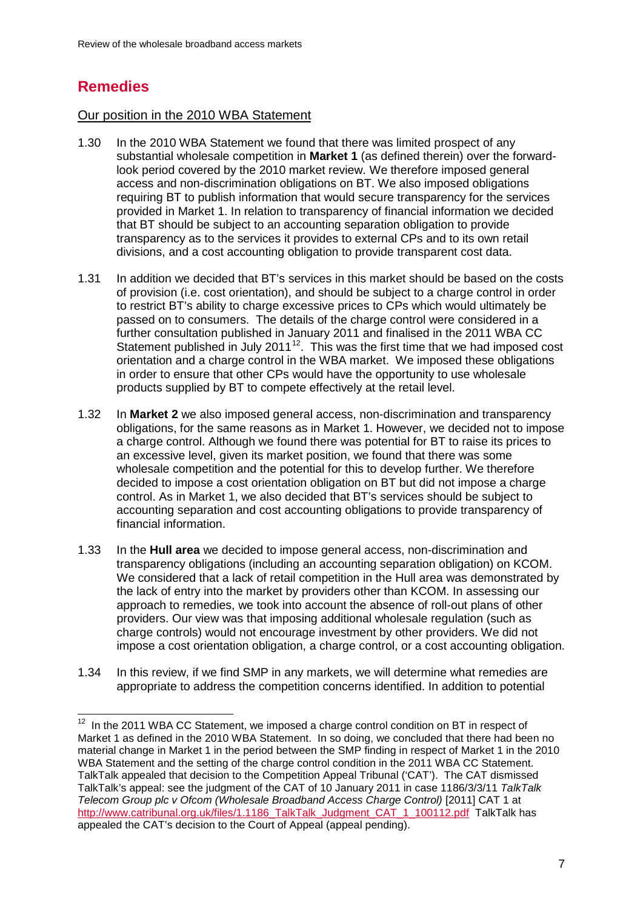## Remedies

Our position in the 2010 WBA Statement

1.30 In the 2010 WBA Statement we found that there was limited prospect of any substantial wholesale competition in **Market 1** (as defined therein) over the forward-look period covered by the 2010 market review. We therefore imposed general access and non-discrimination obligations on BT. We also imposed obligations requiring BT to publish information that would secure transparency for the services provided in Market 1. In relation to transparency of financial information we decided that BT should be subject to an accounting separation obligation to provide transparency as to the services it provides to external CPs and to its own retail divisions, and a cost accounting obligation to provide transparent cost data.

1.31 In addition we decided that BT's services in this market should be based on the costs of provision (i.e. cost orientation), and should be subject to a charge control in order to restrict BT's ability to charge excessive prices to CPs which would ultimately be passed on to consumers. The details of the charge control were considered in a further consultation published in January 2011 and finalised in the 2011 WBA CC Statement published in July 2011[12]. This was the first time that we had imposed cost orientation and a charge control in the WBA market. We imposed these obligations in order to ensure that other CPs would have the opportunity to use wholesale products supplied by BT to compete effectively at the retail level.

1.32 In **Market 2** we also imposed general access, non-discrimination and transparency obligations, for the same reasons as in Market 1. However, we decided not to impose a charge control. Although we found there was potential for BT to raise its prices to an excessive level, given its market position, we found that there was some wholesale competition and the potential for this to develop further. We therefore decided to impose a cost orientation obligation on BT but did not impose a charge control. As in Market 1, we also decided that BT's services should be subject to accounting separation and cost accounting obligations to provide transparency of financial information.

1.33 In the **Hull area** we decided to impose general access, non-discrimination and transparency obligations (including an accounting separation obligation) on KCOM. We considered that a lack of retail competition in the Hull area was demonstrated by the lack of entry into the market by providers other than KCOM. In assessing our approach to remedies, we took into account the absence of roll-out plans of other providers. Our view was that imposing additional wholesale regulation (such as charge controls) would not encourage investment by other providers. We did not impose a cost orientation obligation, a charge control, or a cost accounting obligation.

1.34 In this review, if we find SMP in any markets, we will determine what remedies are appropriate to address the competition concerns identified. In addition to potential

[12] In the 2011 WBA CC Statement, we imposed a charge control condition on BT in respect of Market 1 as defined in the 2010 WBA Statement. In so doing, we concluded that there had been no material change in Market 1 in the period between the SMP finding in respect of Market 1 in the 2010 WBA Statement and the setting of the charge control condition in the 2011 WBA CC Statement. TalkTalk appealed that decision to the Competition Appeal Tribunal ('CAT'). The CAT dismissed TalkTalk's appeal: see the judgment of the CAT of 10 January 2011 in case 1186/3/3/11 *TalkTalk Telecom Group plc v Ofcom (Wholesale Broadband Access Charge Control)* [2011] CAT 1 at http://www.catribunal.org.uk/files/1.1186_TalkTalk_Judgment_CAT_1_100112.pdf TalkTalk has appealed the CAT's decision to the Court of Appeal (appeal pending).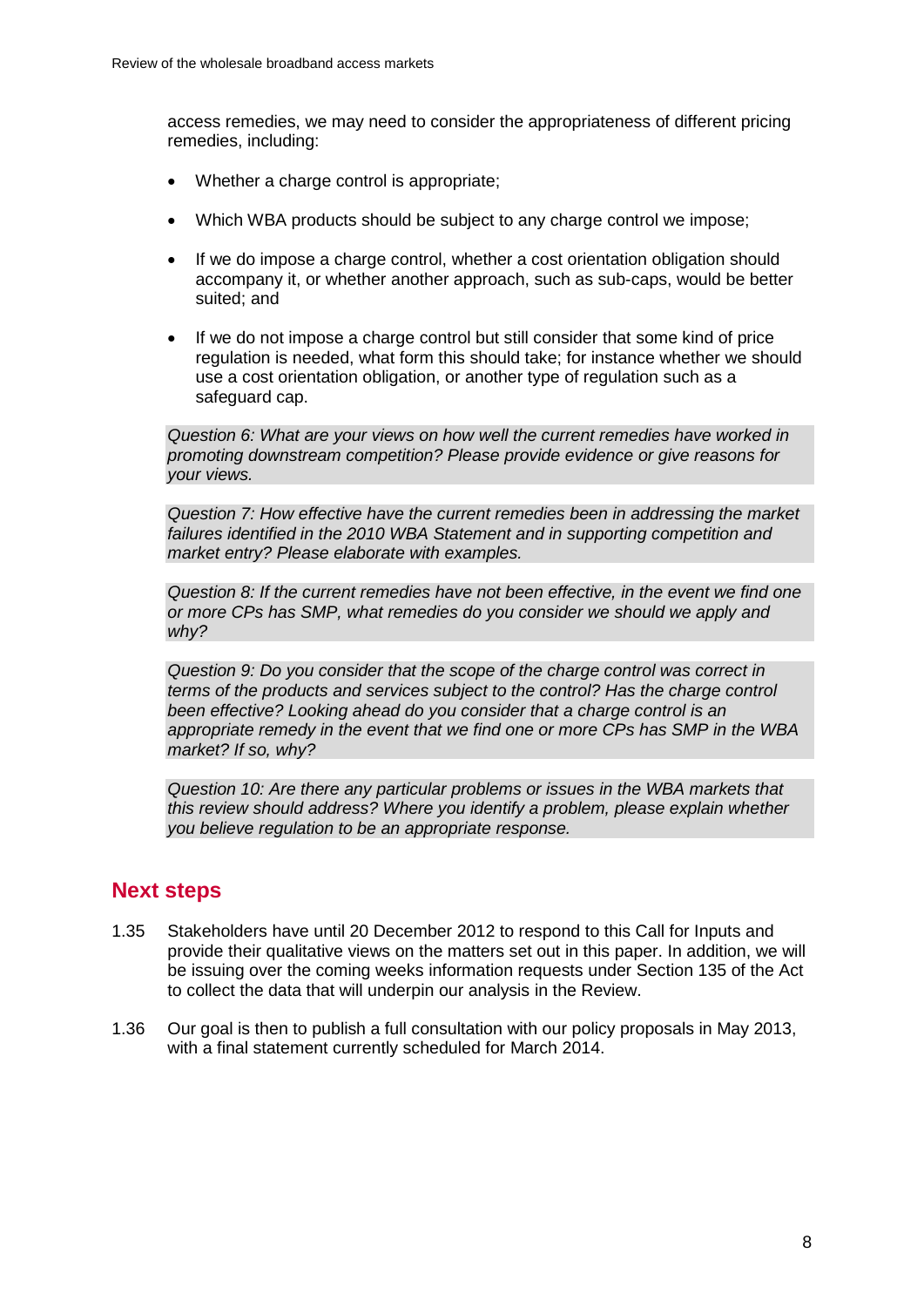access remedies, we may need to consider the appropriateness of different pricing remedies, including:

- Whether a charge control is appropriate;
- Which WBA products should be subject to any charge control we impose;
- If we do impose a charge control, whether a cost orientation obligation should accompany it, or whether another approach, such as sub-caps, would be better suited; and
- If we do not impose a charge control but still consider that some kind of price regulation is needed, what form this should take; for instance whether we should use a cost orientation obligation, or another type of regulation such as a safeguard cap.

*Question 6: What are your views on how well the current remedies have worked in promoting downstream competition? Please provide evidence or give reasons for your views.*

*Question 7: How effective have the current remedies been in addressing the market failures identified in the 2010 WBA Statement and in supporting competition and market entry? Please elaborate with examples.*

*Question 8: If the current remedies have not been effective, in the event we find one or more CPs has SMP, what remedies do you consider we should we apply and why?*

*Question 9: Do you consider that the scope of the charge control was correct in terms of the products and services subject to the control? Has the charge control been effective? Looking ahead do you consider that a charge control is an appropriate remedy in the event that we find one or more CPs has SMP in the WBA market? If so, why?*

*Question 10: Are there any particular problems or issues in the WBA markets that this review should address? Where you identify a problem, please explain whether you believe regulation to be an appropriate response.*

## Next steps

1.35 Stakeholders have until 20 December 2012 to respond to this Call for Inputs and provide their qualitative views on the matters set out in this paper. In addition, we will be issuing over the coming weeks information requests under Section 135 of the Act to collect the data that will underpin our analysis in the Review.

1.36 Our goal is then to publish a full consultation with our policy proposals in May 2013, with a final statement currently scheduled for March 2014.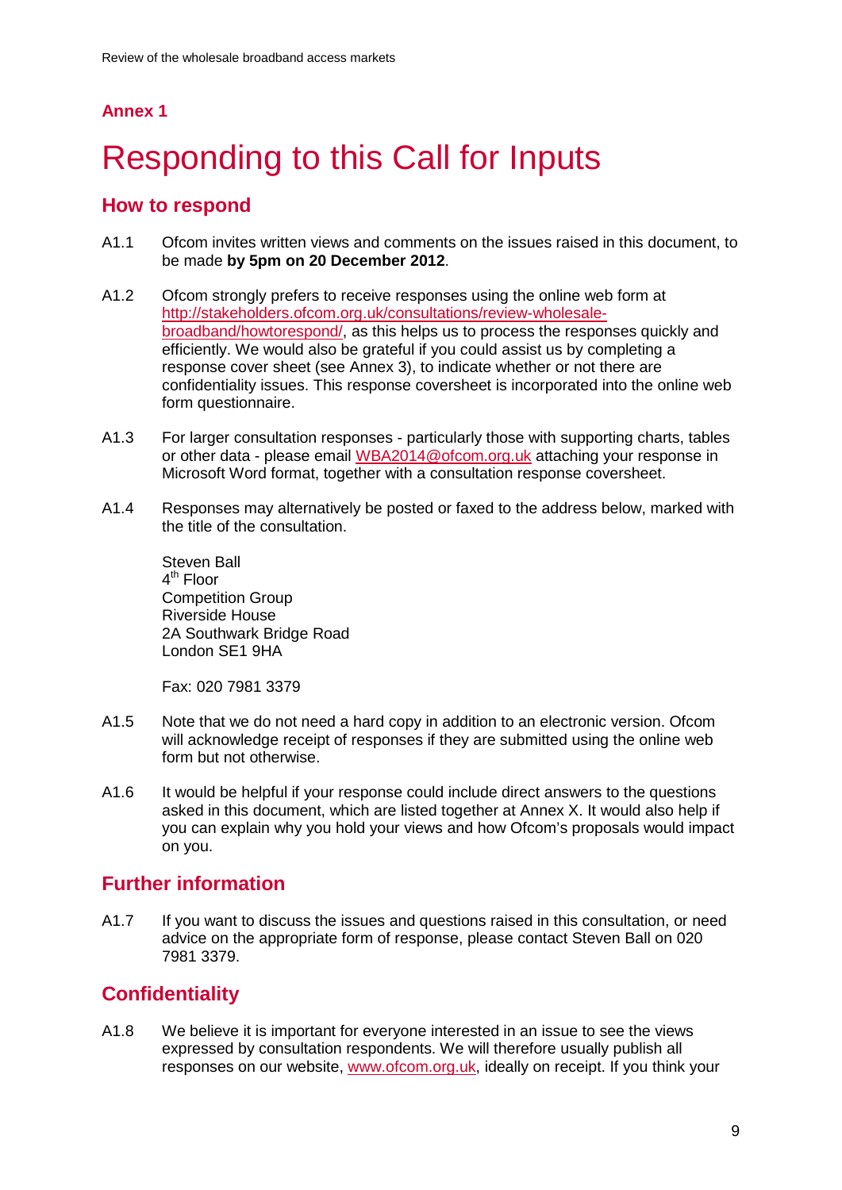## Annex 1

# Responding to this Call for Inputs

## How to respond

A1.1 Ofcom invites written views and comments on the issues raised in this document, to be made **by 5pm on 20 December 2012**.

A1.2 Ofcom strongly prefers to receive responses using the online web form at http://stakeholders.ofcom.org.uk/consultations/review-wholesale-broadband/howtorespond/, as this helps us to process the responses quickly and efficiently. We would also be grateful if you could assist us by completing a response cover sheet (see Annex 3), to indicate whether or not there are confidentiality issues. This response coversheet is incorporated into the online web form questionnaire.

A1.3 For larger consultation responses - particularly those with supporting charts, tables or other data - please email WBA2014@ofcom.org.uk attaching your response in Microsoft Word format, together with a consultation response coversheet.

A1.4 Responses may alternatively be posted or faxed to the address below, marked with the title of the consultation.

Steven Ball
4th Floor
Competition Group
Riverside House
2A Southwark Bridge Road
London SE1 9HA

Fax: 020 7981 3379

A1.5 Note that we do not need a hard copy in addition to an electronic version. Ofcom will acknowledge receipt of responses if they are submitted using the online web form but not otherwise.

A1.6 It would be helpful if your response could include direct answers to the questions asked in this document, which are listed together at Annex X. It would also help if you can explain why you hold your views and how Ofcom's proposals would impact on you.

## Further information

A1.7 If you want to discuss the issues and questions raised in this consultation, or need advice on the appropriate form of response, please contact Steven Ball on 020 7981 3379.

## Confidentiality

A1.8 We believe it is important for everyone interested in an issue to see the views expressed by consultation respondents. We will therefore usually publish all responses on our website, www.ofcom.org.uk, ideally on receipt. If you think your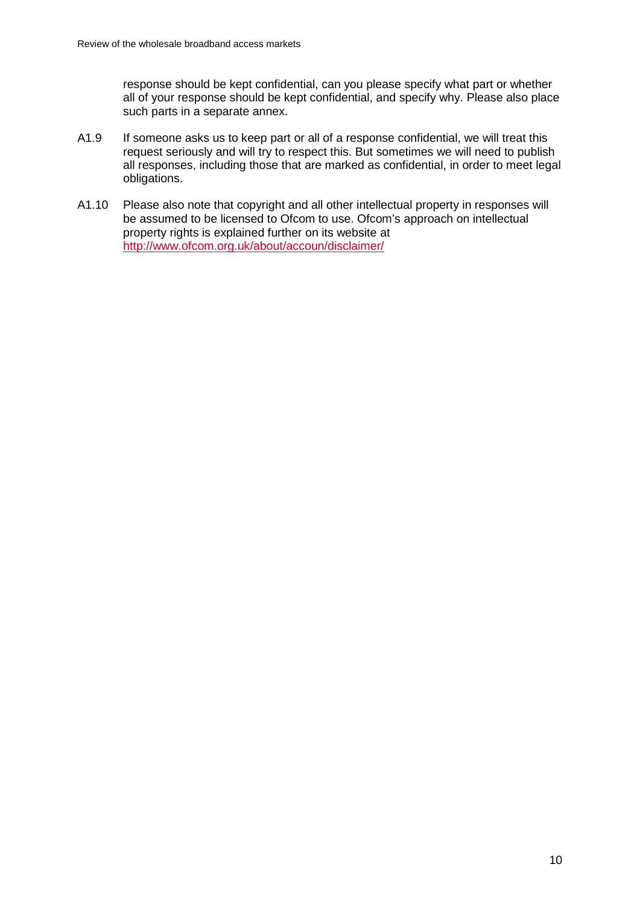response should be kept confidential, can you please specify what part or whether all of your response should be kept confidential, and specify why. Please also place such parts in a separate annex.

A1.9 If someone asks us to keep part or all of a response confidential, we will treat this request seriously and will try to respect this. But sometimes we will need to publish all responses, including those that are marked as confidential, in order to meet legal obligations.

A1.10 Please also note that copyright and all other intellectual property in responses will be assumed to be licensed to Ofcom to use. Ofcom's approach on intellectual property rights is explained further on its website at http://www.ofcom.org.uk/about/accoun/disclaimer/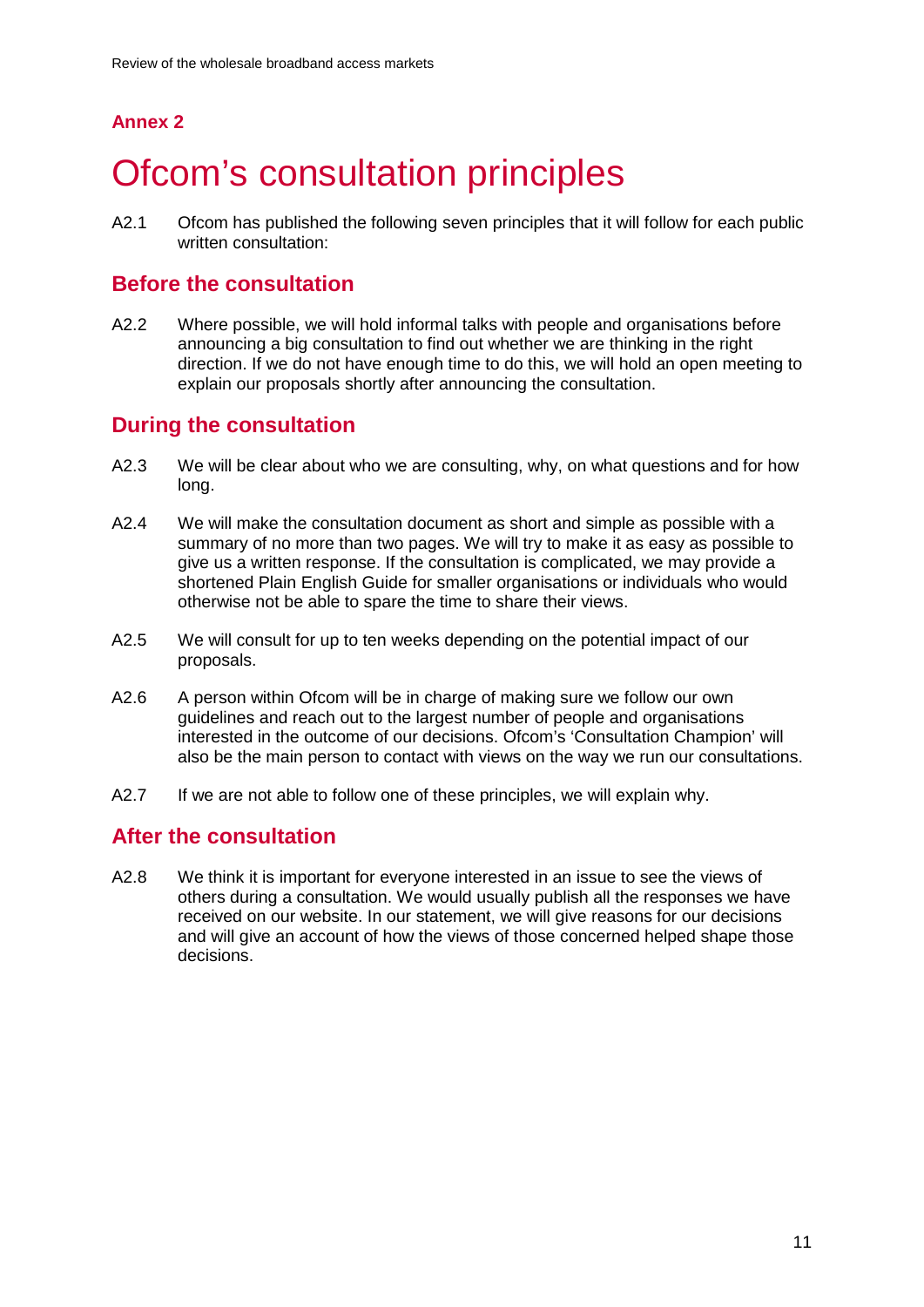## Annex 2

# Ofcom's consultation principles

A2.1 Ofcom has published the following seven principles that it will follow for each public written consultation:

## Before the consultation

A2.2 Where possible, we will hold informal talks with people and organisations before announcing a big consultation to find out whether we are thinking in the right direction. If we do not have enough time to do this, we will hold an open meeting to explain our proposals shortly after announcing the consultation.

## During the consultation

A2.3 We will be clear about who we are consulting, why, on what questions and for how long.

A2.4 We will make the consultation document as short and simple as possible with a summary of no more than two pages. We will try to make it as easy as possible to give us a written response. If the consultation is complicated, we may provide a shortened Plain English Guide for smaller organisations or individuals who would otherwise not be able to spare the time to share their views.

A2.5 We will consult for up to ten weeks depending on the potential impact of our proposals.

A2.6 A person within Ofcom will be in charge of making sure we follow our own guidelines and reach out to the largest number of people and organisations interested in the outcome of our decisions. Ofcom's 'Consultation Champion' will also be the main person to contact with views on the way we run our consultations.

A2.7 If we are not able to follow one of these principles, we will explain why.

## After the consultation

A2.8 We think it is important for everyone interested in an issue to see the views of others during a consultation. We would usually publish all the responses we have received on our website. In our statement, we will give reasons for our decisions and will give an account of how the views of those concerned helped shape those decisions.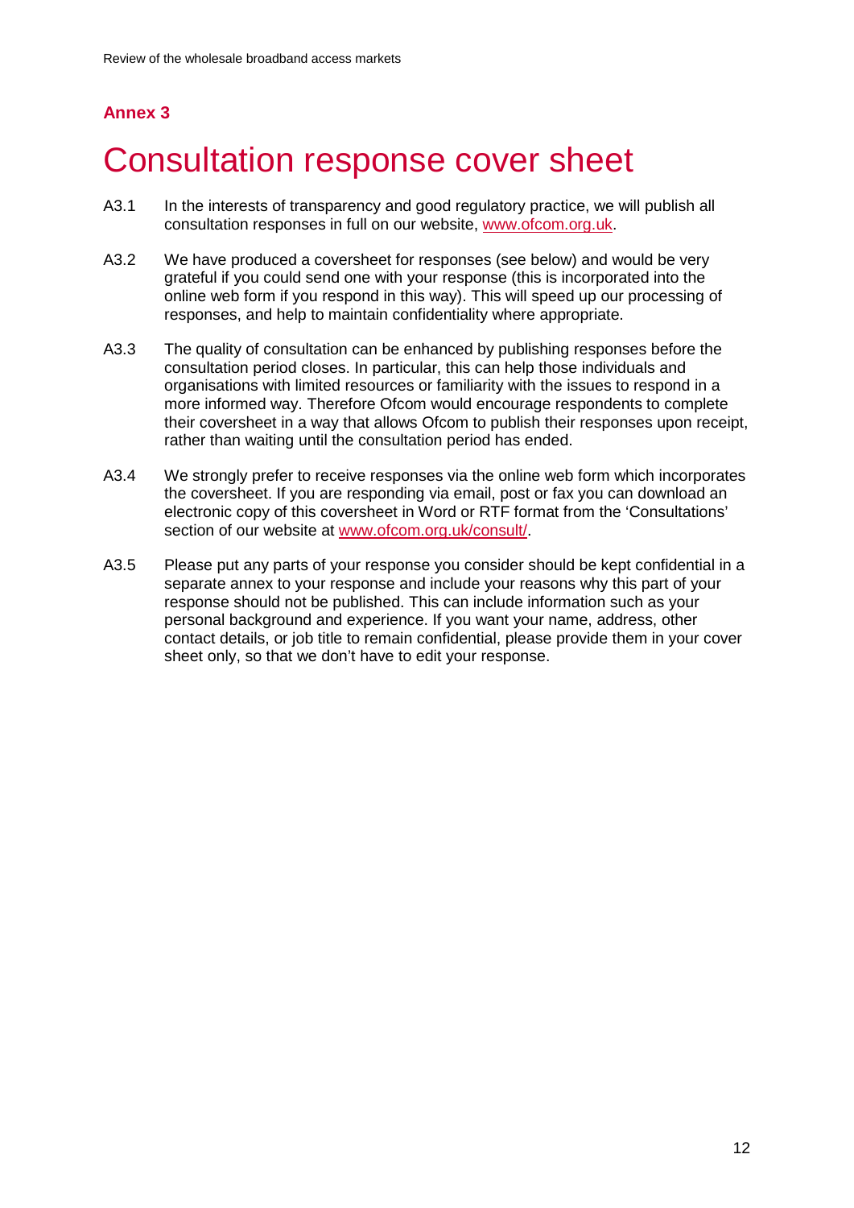## Annex 3

# Consultation response cover sheet

A3.1 In the interests of transparency and good regulatory practice, we will publish all consultation responses in full on our website, www.ofcom.org.uk.

A3.2 We have produced a coversheet for responses (see below) and would be very grateful if you could send one with your response (this is incorporated into the online web form if you respond in this way). This will speed up our processing of responses, and help to maintain confidentiality where appropriate.

A3.3 The quality of consultation can be enhanced by publishing responses before the consultation period closes. In particular, this can help those individuals and organisations with limited resources or familiarity with the issues to respond in a more informed way. Therefore Ofcom would encourage respondents to complete their coversheet in a way that allows Ofcom to publish their responses upon receipt, rather than waiting until the consultation period has ended.

A3.4 We strongly prefer to receive responses via the online web form which incorporates the coversheet. If you are responding via email, post or fax you can download an electronic copy of this coversheet in Word or RTF format from the 'Consultations' section of our website at www.ofcom.org.uk/consult/.

A3.5 Please put any parts of your response you consider should be kept confidential in a separate annex to your response and include your reasons why this part of your response should not be published. This can include information such as your personal background and experience. If you want your name, address, other contact details, or job title to remain confidential, please provide them in your cover sheet only, so that we don't have to edit your response.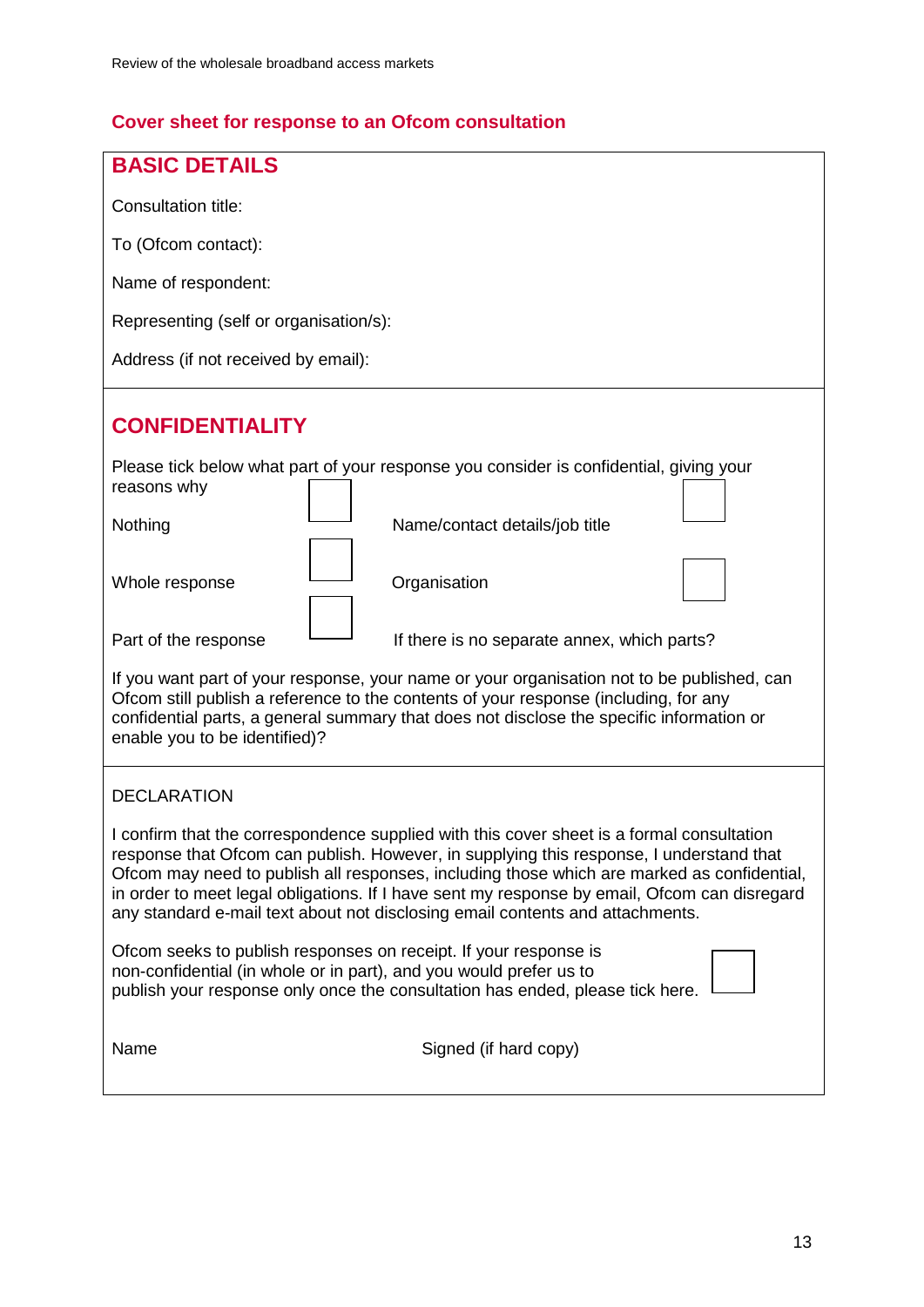## Cover sheet for response to an Ofcom consultation

### BASIC DETAILS

Consultation title:

To (Ofcom contact):

Name of respondent:

Representing (self or organisation/s):

Address (if not received by email):

### CONFIDENTIALITY

Please tick below what part of your response you consider is confidential, giving your reasons why

| | | | |
|---|---|---|---|
| Nothing | ☐ | Name/contact details/job title | ☐ |
| Whole response | ☐ | Organisation | ☐ |
| Part of the response | ☐ | If there is no separate annex, which parts? | |

If you want part of your response, your name or your organisation not to be published, can Ofcom still publish a reference to the contents of your response (including, for any confidential parts, a general summary that does not disclose the specific information or enable you to be identified)?

DECLARATION

I confirm that the correspondence supplied with this cover sheet is a formal consultation response that Ofcom can publish. However, in supplying this response, I understand that Ofcom may need to publish all responses, including those which are marked as confidential, in order to meet legal obligations. If I have sent my response by email, Ofcom can disregard any standard e-mail text about not disclosing email contents and attachments.

Ofcom seeks to publish responses on receipt. If your response is non-confidential (in whole or in part), and you would prefer us to publish your response only once the consultation has ended, please tick here. ☐

Name                Signed (if hard copy)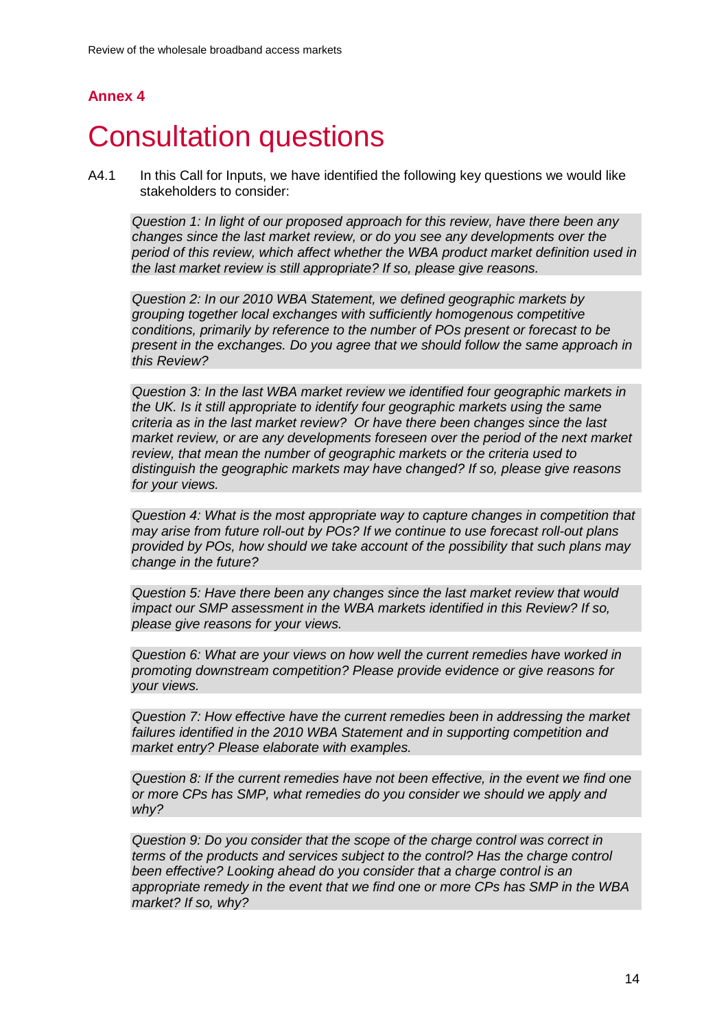## Annex 4

# Consultation questions

A4.1 In this Call for Inputs, we have identified the following key questions we would like stakeholders to consider:

*Question 1: In light of our proposed approach for this review, have there been any changes since the last market review, or do you see any developments over the period of this review, which affect whether the WBA product market definition used in the last market review is still appropriate? If so, please give reasons.*

*Question 2: In our 2010 WBA Statement, we defined geographic markets by grouping together local exchanges with sufficiently homogenous competitive conditions, primarily by reference to the number of POs present or forecast to be present in the exchanges. Do you agree that we should follow the same approach in this Review?*

*Question 3: In the last WBA market review we identified four geographic markets in the UK. Is it still appropriate to identify four geographic markets using the same criteria as in the last market review? Or have there been changes since the last market review, or are any developments foreseen over the period of the next market review, that mean the number of geographic markets or the criteria used to distinguish the geographic markets may have changed? If so, please give reasons for your views.*

*Question 4: What is the most appropriate way to capture changes in competition that may arise from future roll-out by POs? If we continue to use forecast roll-out plans provided by POs, how should we take account of the possibility that such plans may change in the future?*

*Question 5: Have there been any changes since the last market review that would impact our SMP assessment in the WBA markets identified in this Review? If so, please give reasons for your views.*

*Question 6: What are your views on how well the current remedies have worked in promoting downstream competition? Please provide evidence or give reasons for your views.*

*Question 7: How effective have the current remedies been in addressing the market failures identified in the 2010 WBA Statement and in supporting competition and market entry? Please elaborate with examples.*

*Question 8: If the current remedies have not been effective, in the event we find one or more CPs has SMP, what remedies do you consider we should we apply and why?*

*Question 9: Do you consider that the scope of the charge control was correct in terms of the products and services subject to the control? Has the charge control been effective? Looking ahead do you consider that a charge control is an appropriate remedy in the event that we find one or more CPs has SMP in the WBA market? If so, why?*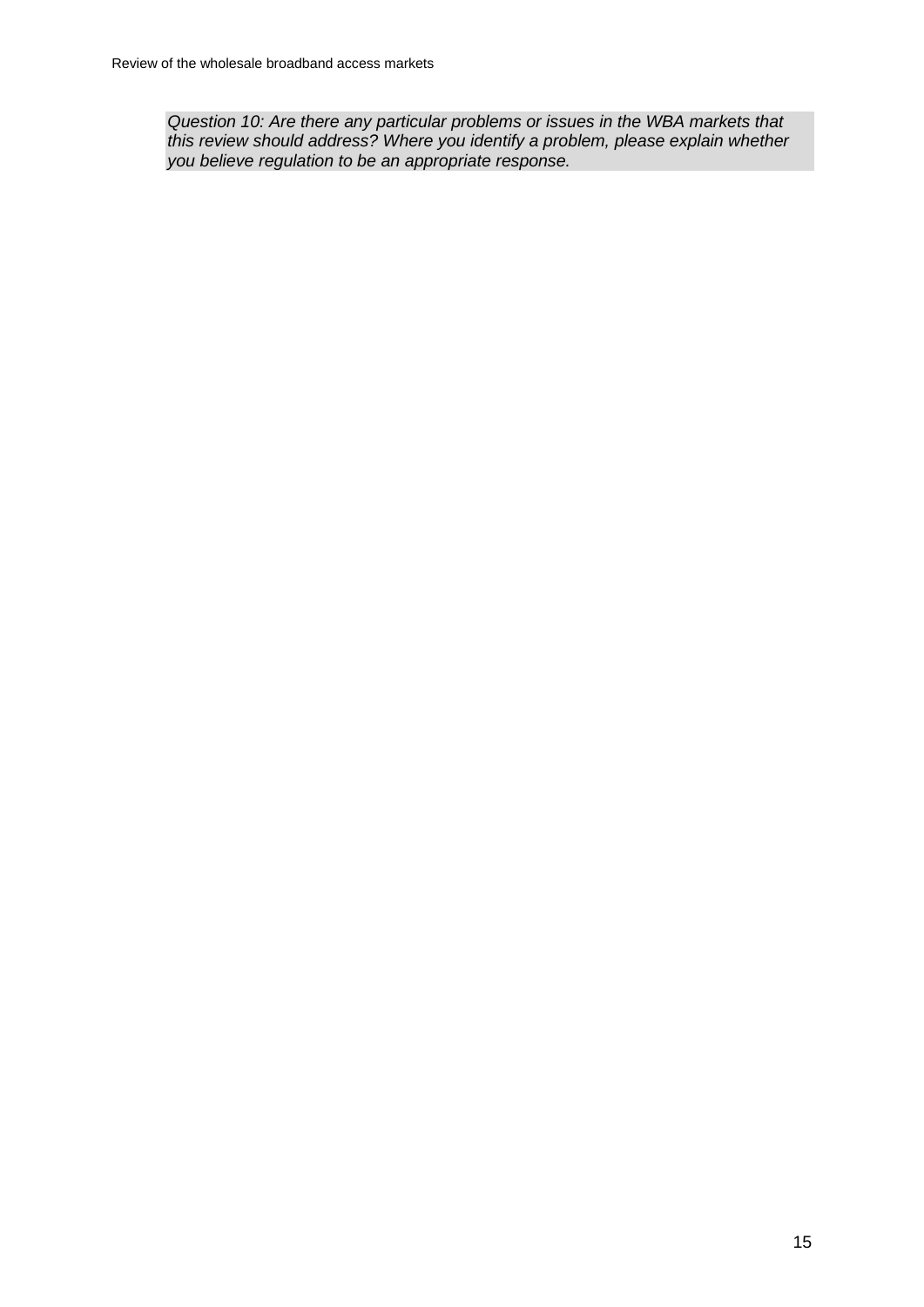*Question 10: Are there any particular problems or issues in the WBA markets that this review should address? Where you identify a problem, please explain whether you believe regulation to be an appropriate response.*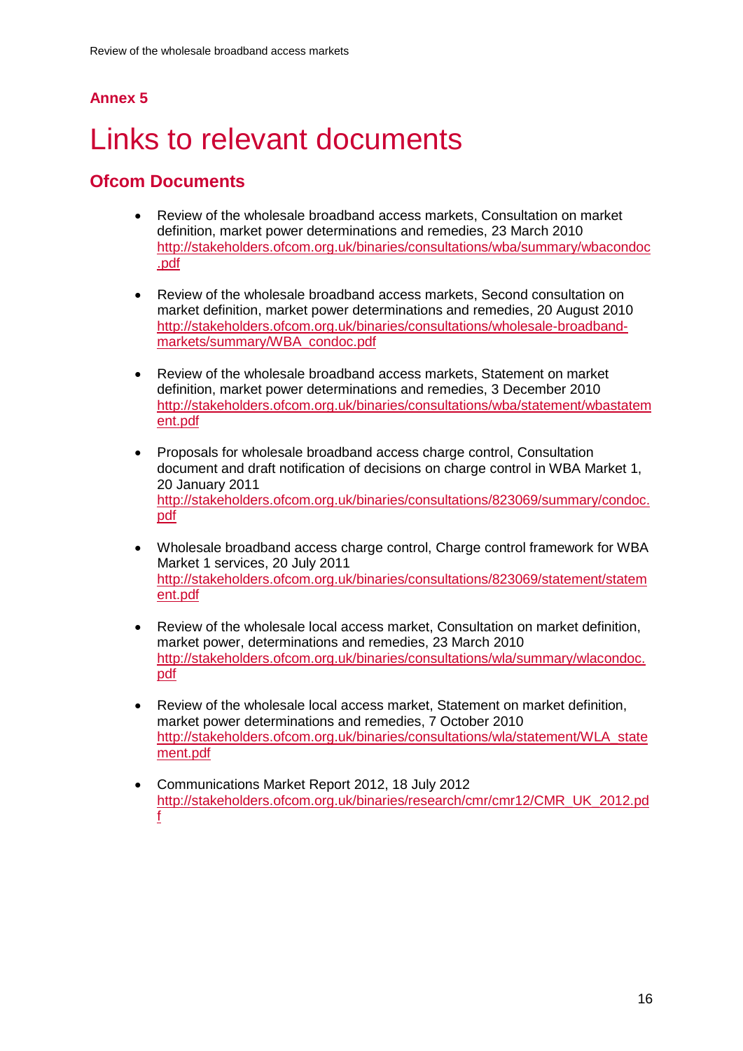## Annex 5

# Links to relevant documents

## Ofcom Documents

- Review of the wholesale broadband access markets, Consultation on market definition, market power determinations and remedies, 23 March 2010
  http://stakeholders.ofcom.org.uk/binaries/consultations/wba/summary/wbacondoc.pdf

- Review of the wholesale broadband access markets, Second consultation on market definition, market power determinations and remedies, 20 August 2010
  http://stakeholders.ofcom.org.uk/binaries/consultations/wholesale-broadband-markets/summary/WBA_condoc.pdf

- Review of the wholesale broadband access markets, Statement on market definition, market power determinations and remedies, 3 December 2010
  http://stakeholders.ofcom.org.uk/binaries/consultations/wba/statement/wbastatement.pdf

- Proposals for wholesale broadband access charge control, Consultation document and draft notification of decisions on charge control in WBA Market 1, 20 January 2011
  http://stakeholders.ofcom.org.uk/binaries/consultations/823069/summary/condoc.pdf

- Wholesale broadband access charge control, Charge control framework for WBA Market 1 services, 20 July 2011
  http://stakeholders.ofcom.org.uk/binaries/consultations/823069/statement/statement.pdf

- Review of the wholesale local access market, Consultation on market definition, market power, determinations and remedies, 23 March 2010
  http://stakeholders.ofcom.org.uk/binaries/consultations/wla/summary/wlacondoc.pdf

- Review of the wholesale local access market, Statement on market definition, market power determinations and remedies, 7 October 2010
  http://stakeholders.ofcom.org.uk/binaries/consultations/wla/statement/WLA_statement.pdf

- Communications Market Report 2012, 18 July 2012
  http://stakeholders.ofcom.org.uk/binaries/research/cmr/cmr12/CMR_UK_2012.pdf